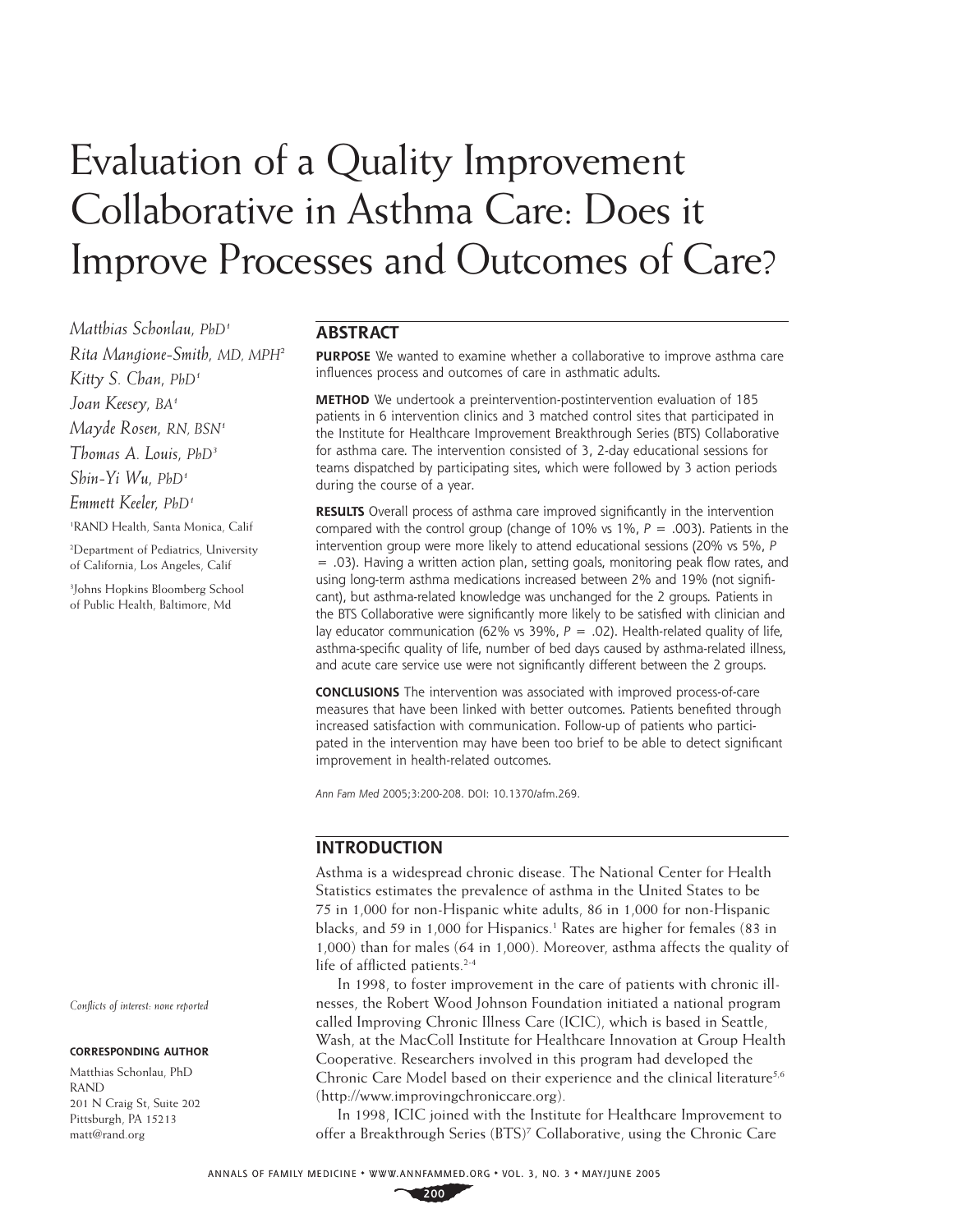# Evaluation of a Quality Improvement Collaborative in Asthma Care: Does it Improve Processes and Outcomes of Care?

*Matthias Schonlau, PhD*[1]
*Rita Mangione-Smith, MD, MPH*[2]
*Kitty S. Chan, PhD*[1]
*Joan Keesey, BA*[1]
*Mayde Rosen, RN, BSN*[1]
*Thomas A. Louis, PhD*[3]
*Shin-Yi Wu, PhD*[1]
*Emmett Keeler, PhD*[1]

[1]RAND Health, Santa Monica, Calif

[2]Department of Pediatrics, University of California, Los Angeles, Calif

[3]Johns Hopkins Bloomberg School of Public Health, Baltimore, Md

*Conflicts of interest: none reported*

**CORRESPONDING AUTHOR**

Matthias Schonlau, PhD
RAND
201 N Craig St, Suite 202
Pittsburgh, PA 15213
matt@rand.org

## ABSTRACT

**PURPOSE** We wanted to examine whether a collaborative to improve asthma care influences process and outcomes of care in asthmatic adults.

**METHOD** We undertook a preintervention-postintervention evaluation of 185 patients in 6 intervention clinics and 3 matched control sites that participated in the Institute for Healthcare Improvement Breakthrough Series (BTS) Collaborative for asthma care. The intervention consisted of 3, 2-day educational sessions for teams dispatched by participating sites, which were followed by 3 action periods during the course of a year.

**RESULTS** Overall process of asthma care improved significantly in the intervention compared with the control group (change of 10% vs 1%, $P = .003$). Patients in the intervention group were more likely to attend educational sessions (20% vs 5%, $P = .03$). Having a written action plan, setting goals, monitoring peak flow rates, and using long-term asthma medications increased between 2% and 19% (not significant), but asthma-related knowledge was unchanged for the 2 groups. Patients in the BTS Collaborative were significantly more likely to be satisfied with clinician and lay educator communication (62% vs 39%, $P = .02$). Health-related quality of life, asthma-specific quality of life, number of bed days caused by asthma-related illness, and acute care service use were not significantly different between the 2 groups.

**CONCLUSIONS** The intervention was associated with improved process-of-care measures that have been linked with better outcomes. Patients benefited through increased satisfaction with communication. Follow-up of patients who participated in the intervention may have been too brief to be able to detect significant improvement in health-related outcomes.

*Ann Fam Med* 2005;3:200-208. DOI: 10.1370/afm.269.

## INTRODUCTION

Asthma is a widespread chronic disease. The National Center for Health Statistics estimates the prevalence of asthma in the United States to be 75 in 1,000 for non-Hispanic white adults, 86 in 1,000 for non-Hispanic blacks, and 59 in 1,000 for Hispanics.[1] Rates are higher for females (83 in 1,000) than for males (64 in 1,000). Moreover, asthma affects the quality of life of afflicted patients.[2-4]

In 1998, to foster improvement in the care of patients with chronic illnesses, the Robert Wood Johnson Foundation initiated a national program called Improving Chronic Illness Care (ICIC), which is based in Seattle, Wash, at the MacColl Institute for Healthcare Innovation at Group Health Cooperative. Researchers involved in this program had developed the Chronic Care Model based on their experience and the clinical literature[5,6] (http://www.improvingchroniccare.org).

In 1998, ICIC joined with the Institute for Healthcare Improvement to offer a Breakthrough Series (BTS)[7] Collaborative, using the Chronic Care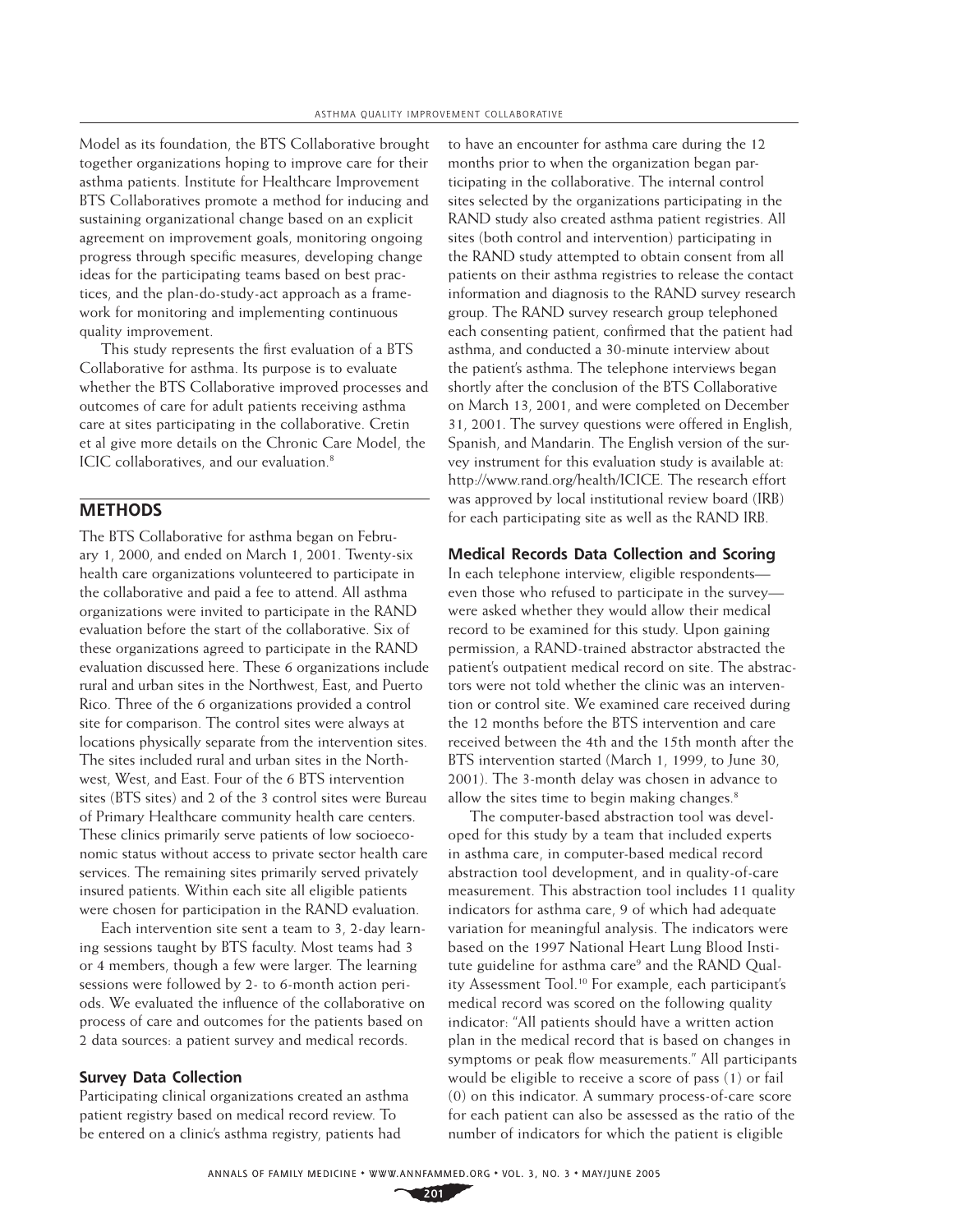Model as its foundation, the BTS Collaborative brought together organizations hoping to improve care for their asthma patients. Institute for Healthcare Improvement BTS Collaboratives promote a method for inducing and sustaining organizational change based on an explicit agreement on improvement goals, monitoring ongoing progress through specific measures, developing change ideas for the participating teams based on best practices, and the plan-do-study-act approach as a framework for monitoring and implementing continuous quality improvement.

This study represents the first evaluation of a BTS Collaborative for asthma. Its purpose is to evaluate whether the BTS Collaborative improved processes and outcomes of care for adult patients receiving asthma care at sites participating in the collaborative. Cretin et al give more details on the Chronic Care Model, the ICIC collaboratives, and our evaluation.[8]

## METHODS

The BTS Collaborative for asthma began on February 1, 2000, and ended on March 1, 2001. Twenty-six health care organizations volunteered to participate in the collaborative and paid a fee to attend. All asthma organizations were invited to participate in the RAND evaluation before the start of the collaborative. Six of these organizations agreed to participate in the RAND evaluation discussed here. These 6 organizations include rural and urban sites in the Northwest, East, and Puerto Rico. Three of the 6 organizations provided a control site for comparison. The control sites were always at locations physically separate from the intervention sites. The sites included rural and urban sites in the Northwest, West, and East. Four of the 6 BTS intervention sites (BTS sites) and 2 of the 3 control sites were Bureau of Primary Healthcare community health care centers. These clinics primarily serve patients of low socioeconomic status without access to private sector health care services. The remaining sites primarily served privately insured patients. Within each site all eligible patients were chosen for participation in the RAND evaluation.

Each intervention site sent a team to 3, 2-day learning sessions taught by BTS faculty. Most teams had 3 or 4 members, though a few were larger. The learning sessions were followed by 2- to 6-month action periods. We evaluated the influence of the collaborative on process of care and outcomes for the patients based on 2 data sources: a patient survey and medical records.

### Survey Data Collection

Participating clinical organizations created an asthma patient registry based on medical record review. To be entered on a clinic's asthma registry, patients had to have an encounter for asthma care during the 12 months prior to when the organization began participating in the collaborative. The internal control sites selected by the organizations participating in the RAND study also created asthma patient registries. All sites (both control and intervention) participating in the RAND study attempted to obtain consent from all patients on their asthma registries to release the contact information and diagnosis to the RAND survey research group. The RAND survey research group telephoned each consenting patient, confirmed that the patient had asthma, and conducted a 30-minute interview about the patient's asthma. The telephone interviews began shortly after the conclusion of the BTS Collaborative on March 13, 2001, and were completed on December 31, 2001. The survey questions were offered in English, Spanish, and Mandarin. The English version of the survey instrument for this evaluation study is available at: http://www.rand.org/health/ICICE. The research effort was approved by local institutional review board (IRB) for each participating site as well as the RAND IRB.

### Medical Records Data Collection and Scoring

In each telephone interview, eligible respondents—even those who refused to participate in the survey—were asked whether they would allow their medical record to be examined for this study. Upon gaining permission, a RAND-trained abstractor abstracted the patient's outpatient medical record on site. The abstractors were not told whether the clinic was an intervention or control site. We examined care received during the 12 months before the BTS intervention and care received between the 4th and the 15th month after the BTS intervention started (March 1, 1999, to June 30, 2001). The 3-month delay was chosen in advance to allow the sites time to begin making changes.[8]

The computer-based abstraction tool was developed for this study by a team that included experts in asthma care, in computer-based medical record abstraction tool development, and in quality-of-care measurement. This abstraction tool includes 11 quality indicators for asthma care, 9 of which had adequate variation for meaningful analysis. The indicators were based on the 1997 National Heart Lung Blood Institute guideline for asthma care[9] and the RAND Quality Assessment Tool.[10] For example, each participant's medical record was scored on the following quality indicator: "All patients should have a written action plan in the medical record that is based on changes in symptoms or peak flow measurements." All participants would be eligible to receive a score of pass (1) or fail (0) on this indicator. A summary process-of-care score for each patient can also be assessed as the ratio of the number of indicators for which the patient is eligible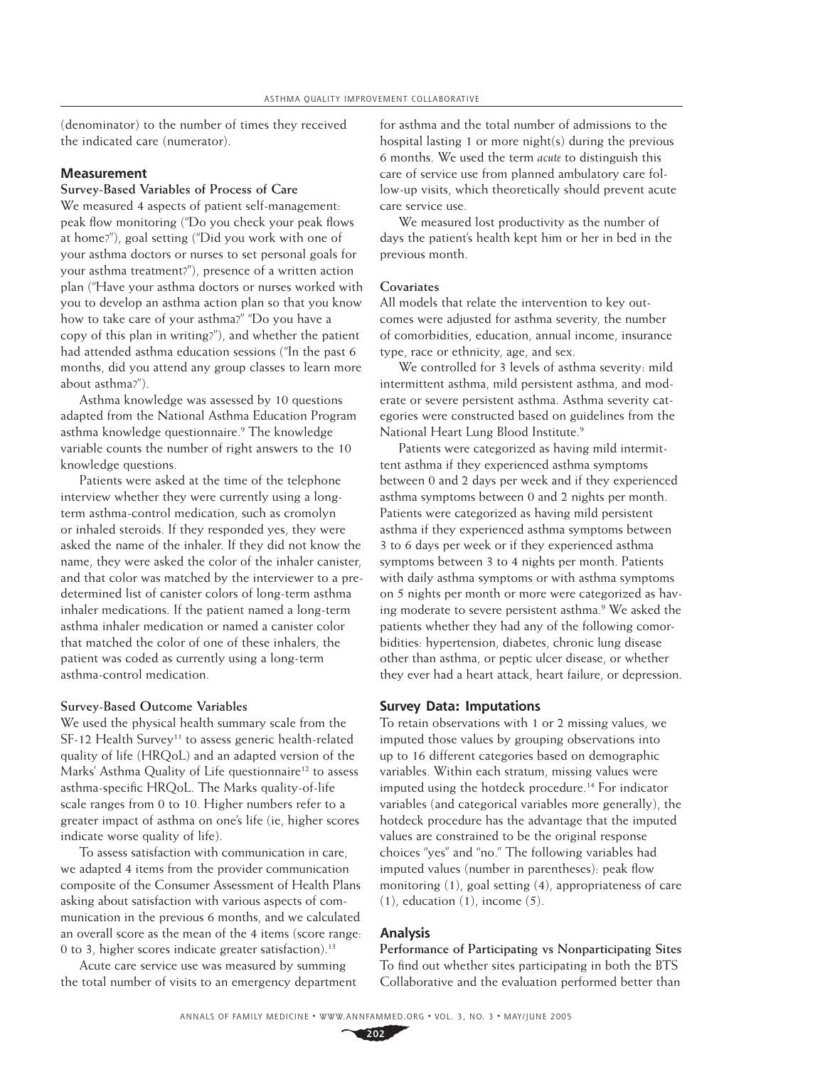(denominator) to the number of times they received the indicated care (numerator).

## Measurement

### Survey-Based Variables of Process of Care

We measured 4 aspects of patient self-management: peak flow monitoring ("Do you check your peak flows at home?"), goal setting ("Did you work with one of your asthma doctors or nurses to set personal goals for your asthma treatment?"), presence of a written action plan ("Have your asthma doctors or nurses worked with you to develop an asthma action plan so that you know how to take care of your asthma?" "Do you have a copy of this plan in writing?"), and whether the patient had attended asthma education sessions ("In the past 6 months, did you attend any group classes to learn more about asthma?").

Asthma knowledge was assessed by 10 questions adapted from the National Asthma Education Program asthma knowledge questionnaire.[9] The knowledge variable counts the number of right answers to the 10 knowledge questions.

Patients were asked at the time of the telephone interview whether they were currently using a long-term asthma-control medication, such as cromolyn or inhaled steroids. If they responded yes, they were asked the name of the inhaler. If they did not know the name, they were asked the color of the inhaler canister, and that color was matched by the interviewer to a predetermined list of canister colors of long-term asthma inhaler medications. If the patient named a long-term asthma inhaler medication or named a canister color that matched the color of one of these inhalers, the patient was coded as currently using a long-term asthma-control medication.

### Survey-Based Outcome Variables

We used the physical health summary scale from the SF-12 Health Survey[11] to assess generic health-related quality of life (HRQoL) and an adapted version of the Marks' Asthma Quality of Life questionnaire[12] to assess asthma-specific HRQoL. The Marks quality-of-life scale ranges from 0 to 10. Higher numbers refer to a greater impact of asthma on one's life (ie, higher scores indicate worse quality of life).

To assess satisfaction with communication in care, we adapted 4 items from the provider communication composite of the Consumer Assessment of Health Plans asking about satisfaction with various aspects of communication in the previous 6 months, and we calculated an overall score as the mean of the 4 items (score range: 0 to 3, higher scores indicate greater satisfaction).[13]

Acute care service use was measured by summing the total number of visits to an emergency department for asthma and the total number of admissions to the hospital lasting 1 or more night(s) during the previous 6 months. We used the term *acute* to distinguish this care of service use from planned ambulatory care follow-up visits, which theoretically should prevent acute care service use.

We measured lost productivity as the number of days the patient's health kept him or her in bed in the previous month.

### Covariates

All models that relate the intervention to key outcomes were adjusted for asthma severity, the number of comorbidities, education, annual income, insurance type, race or ethnicity, age, and sex.

We controlled for 3 levels of asthma severity: mild intermittent asthma, mild persistent asthma, and moderate or severe persistent asthma. Asthma severity categories were constructed based on guidelines from the National Heart Lung Blood Institute.[9]

Patients were categorized as having mild intermittent asthma if they experienced asthma symptoms between 0 and 2 days per week and if they experienced asthma symptoms between 0 and 2 nights per month. Patients were categorized as having mild persistent asthma if they experienced asthma symptoms between 3 to 6 days per week or if they experienced asthma symptoms between 3 to 4 nights per month. Patients with daily asthma symptoms or with asthma symptoms on 5 nights per month or more were categorized as having moderate to severe persistent asthma.[9] We asked the patients whether they had any of the following comorbidities: hypertension, diabetes, chronic lung disease other than asthma, or peptic ulcer disease, or whether they ever had a heart attack, heart failure, or depression.

## Survey Data: Imputations

To retain observations with 1 or 2 missing values, we imputed those values by grouping observations into up to 16 different categories based on demographic variables. Within each stratum, missing values were imputed using the hotdeck procedure.[14] For indicator variables (and categorical variables more generally), the hotdeck procedure has the advantage that the imputed values are constrained to be the original response choices "yes" and "no." The following variables had imputed values (number in parentheses): peak flow monitoring (1), goal setting (4), appropriateness of care (1), education (1), income (5).

## Analysis

### Performance of Participating vs Nonparticipating Sites

To find out whether sites participating in both the BTS Collaborative and the evaluation performed better than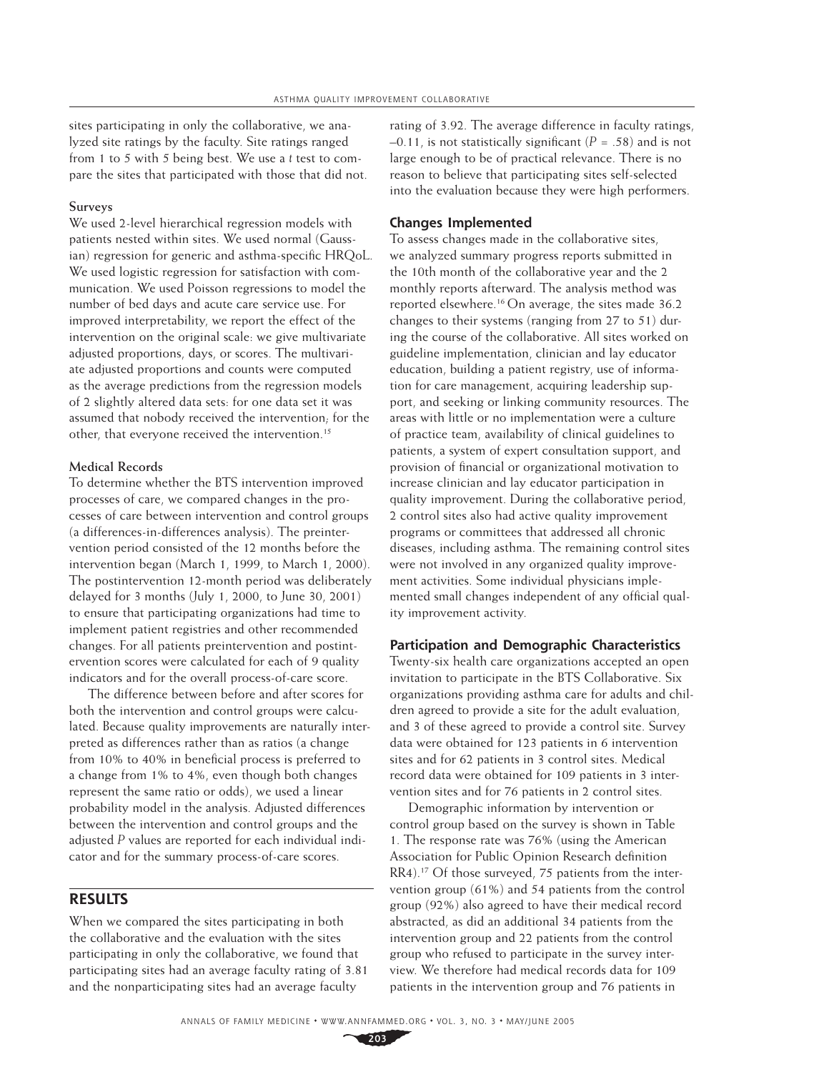sites participating in only the collaborative, we analyzed site ratings by the faculty. Site ratings ranged from 1 to 5 with 5 being best. We use a *t* test to compare the sites that participated with those that did not.

#### Surveys

We used 2-level hierarchical regression models with patients nested within sites. We used normal (Gaussian) regression for generic and asthma-specific HRQoL. We used logistic regression for satisfaction with communication. We used Poisson regressions to model the number of bed days and acute care service use. For improved interpretability, we report the effect of the intervention on the original scale: we give multivariate adjusted proportions, days, or scores. The multivariate adjusted proportions and counts were computed as the average predictions from the regression models of 2 slightly altered data sets: for one data set it was assumed that nobody received the intervention; for the other, that everyone received the intervention.[15]

#### Medical Records

To determine whether the BTS intervention improved processes of care, we compared changes in the processes of care between intervention and control groups (a differences-in-differences analysis). The preintervention period consisted of the 12 months before the intervention began (March 1, 1999, to March 1, 2000). The postintervention 12-month period was deliberately delayed for 3 months (July 1, 2000, to June 30, 2001) to ensure that participating organizations had time to implement patient registries and other recommended changes. For all patients preintervention and postintervention scores were calculated for each of 9 quality indicators and for the overall process-of-care score.

The difference between before and after scores for both the intervention and control groups were calculated. Because quality improvements are naturally interpreted as differences rather than as ratios (a change from 10% to 40% in beneficial process is preferred to a change from 1% to 4%, even though both changes represent the same ratio or odds), we used a linear probability model in the analysis. Adjusted differences between the intervention and control groups and the adjusted *P* values are reported for each individual indicator and for the summary process-of-care scores.

## RESULTS

When we compared the sites participating in both the collaborative and the evaluation with the sites participating in only the collaborative, we found that participating sites had an average faculty rating of 3.81 and the nonparticipating sites had an average faculty rating of 3.92. The average difference in faculty ratings, –0.11, is not statistically significant ($P = .58$) and is not large enough to be of practical relevance. There is no reason to believe that participating sites self-selected into the evaluation because they were high performers.

### Changes Implemented

To assess changes made in the collaborative sites, we analyzed summary progress reports submitted in the 10th month of the collaborative year and the 2 monthly reports afterward. The analysis method was reported elsewhere.[16] On average, the sites made 36.2 changes to their systems (ranging from 27 to 51) during the course of the collaborative. All sites worked on guideline implementation, clinician and lay educator education, building a patient registry, use of information for care management, acquiring leadership support, and seeking or linking community resources. The areas with little or no implementation were a culture of practice team, availability of clinical guidelines to patients, a system of expert consultation support, and provision of financial or organizational motivation to increase clinician and lay educator participation in quality improvement. During the collaborative period, 2 control sites also had active quality improvement programs or committees that addressed all chronic diseases, including asthma. The remaining control sites were not involved in any organized quality improvement activities. Some individual physicians implemented small changes independent of any official quality improvement activity.

### Participation and Demographic Characteristics

Twenty-six health care organizations accepted an open invitation to participate in the BTS Collaborative. Six organizations providing asthma care for adults and children agreed to provide a site for the adult evaluation, and 3 of these agreed to provide a control site. Survey data were obtained for 123 patients in 6 intervention sites and for 62 patients in 3 control sites. Medical record data were obtained for 109 patients in 3 intervention sites and for 76 patients in 2 control sites.

Demographic information by intervention or control group based on the survey is shown in Table 1. The response rate was 76% (using the American Association for Public Opinion Research definition RR4).[17] Of those surveyed, 75 patients from the intervention group (61%) and 54 patients from the control group (92%) also agreed to have their medical record abstracted, as did an additional 34 patients from the intervention group and 22 patients from the control group who refused to participate in the survey interview. We therefore had medical records data for 109 patients in the intervention group and 76 patients in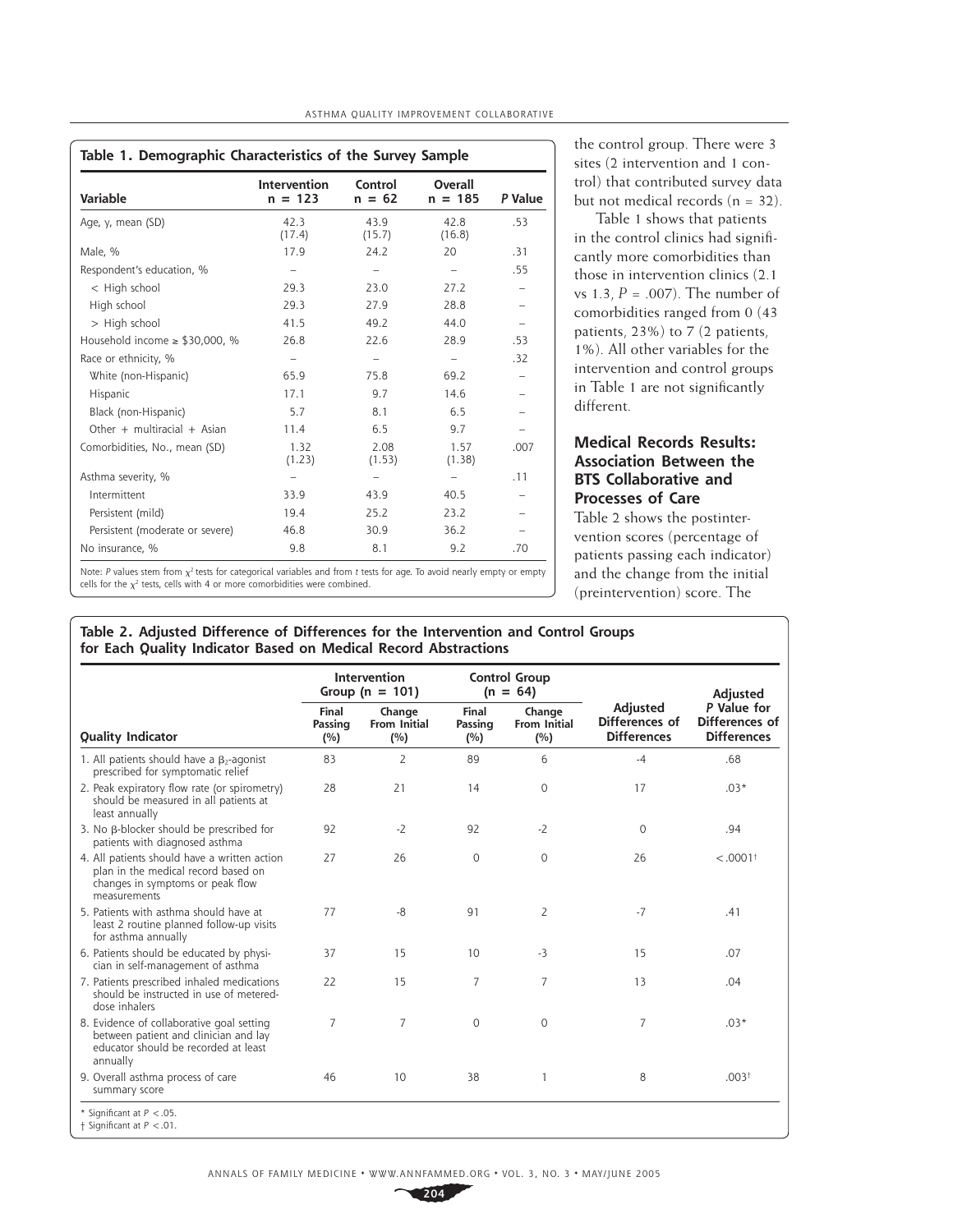**Table 1. Demographic Characteristics of the Survey Sample**

| Variable | Intervention n = 123 | Control n = 62 | Overall n = 185 | *P* Value |
|---|---|---|---|---|
| Age, y, mean (SD) | 42.3 (17.4) | 43.9 (15.7) | 42.8 (16.8) | .53 |
| Male, % | 17.9 | 24.2 | 20 | .31 |
| Respondent's education, % | – | – | – | .55 |
| < High school | 29.3 | 23.0 | 27.2 | – |
| High school | 29.3 | 27.9 | 28.8 | – |
| > High school | 41.5 | 49.2 | 44.0 | – |
| Household income ≥ $30,000, % | 26.8 | 22.6 | 28.9 | .53 |
| Race or ethnicity, % | – | – | – | .32 |
| White (non-Hispanic) | 65.9 | 75.8 | 69.2 | – |
| Hispanic | 17.1 | 9.7 | 14.6 | – |
| Black (non-Hispanic) | 5.7 | 8.1 | 6.5 | – |
| Other + multiracial + Asian | 11.4 | 6.5 | 9.7 | – |
| Comorbidities, No., mean (SD) | 1.32 (1.23) | 2.08 (1.53) | 1.57 (1.38) | .007 |
| Asthma severity, % | – | – | – | .11 |
| Intermittent | 33.9 | 43.9 | 40.5 | – |
| Persistent (mild) | 19.4 | 25.2 | 23.2 | – |
| Persistent (moderate or severe) | 46.8 | 30.9 | 36.2 | – |
| No insurance, % | 9.8 | 8.1 | 9.2 | .70 |

Note: *P* values stem from $\chi^2$ tests for categorical variables and from *t* tests for age. To avoid nearly empty or empty cells for the $\chi^2$ tests, cells with 4 or more comorbidities were combined.

the control group. There were 3 sites (2 intervention and 1 control) that contributed survey data but not medical records (n = 32).

Table 1 shows that patients in the control clinics had significantly more comorbidities than those in intervention clinics (2.1 vs 1.3, $P = .007$). The number of comorbidities ranged from 0 (43 patients, 23%) to 7 (2 patients, 1%). All other variables for the intervention and control groups in Table 1 are not significantly different.

## Medical Records Results: Association Between the BTS Collaborative and Processes of Care

Table 2 shows the postintervention scores (percentage of patients passing each indicator) and the change from the initial (preintervention) score. The

**Table 2. Adjusted Difference of Differences for the Intervention and Control Groups for Each Quality Indicator Based on Medical Record Abstractions**

| | Intervention Group (n = 101) | | Control Group (n = 64) | | | |
|---|---|---|---|---|---|---|
| Quality Indicator | Final Passing (%) | Change From Initial (%) | Final Passing (%) | Change From Initial (%) | Adjusted Differences of Differences | Adjusted *P* Value for Differences of Differences |
| 1. All patients should have a $\beta_2$-agonist prescribed for symptomatic relief | 83 | 2 | 89 | 6 | -4 | .68 |
| 2. Peak expiratory flow rate (or spirometry) should be measured in all patients at least annually | 28 | 21 | 14 | 0 | 17 | .03* |
| 3. No β-blocker should be prescribed for patients with diagnosed asthma | 92 | -2 | 92 | -2 | 0 | .94 |
| 4. All patients should have a written action plan in the medical record based on changes in symptoms or peak flow measurements | 27 | 26 | 0 | 0 | 26 | <.0001† |
| 5. Patients with asthma should have at least 2 routine planned follow-up visits for asthma annually | 77 | -8 | 91 | 2 | -7 | .41 |
| 6. Patients should be educated by physician in self-management of asthma | 37 | 15 | 10 | -3 | 15 | .07 |
| 7. Patients prescribed inhaled medications should be instructed in use of metered-dose inhalers | 22 | 15 | 7 | 7 | 13 | .04 |
| 8. Evidence of collaborative goal setting between patient and clinician and lay educator should be recorded at least annually | 7 | 7 | 0 | 0 | 7 | .03* |
| 9. Overall asthma process of care summary score | 46 | 10 | 38 | 1 | 8 | .003† |

\* Significant at $P < .05$.
† Significant at $P < .01$.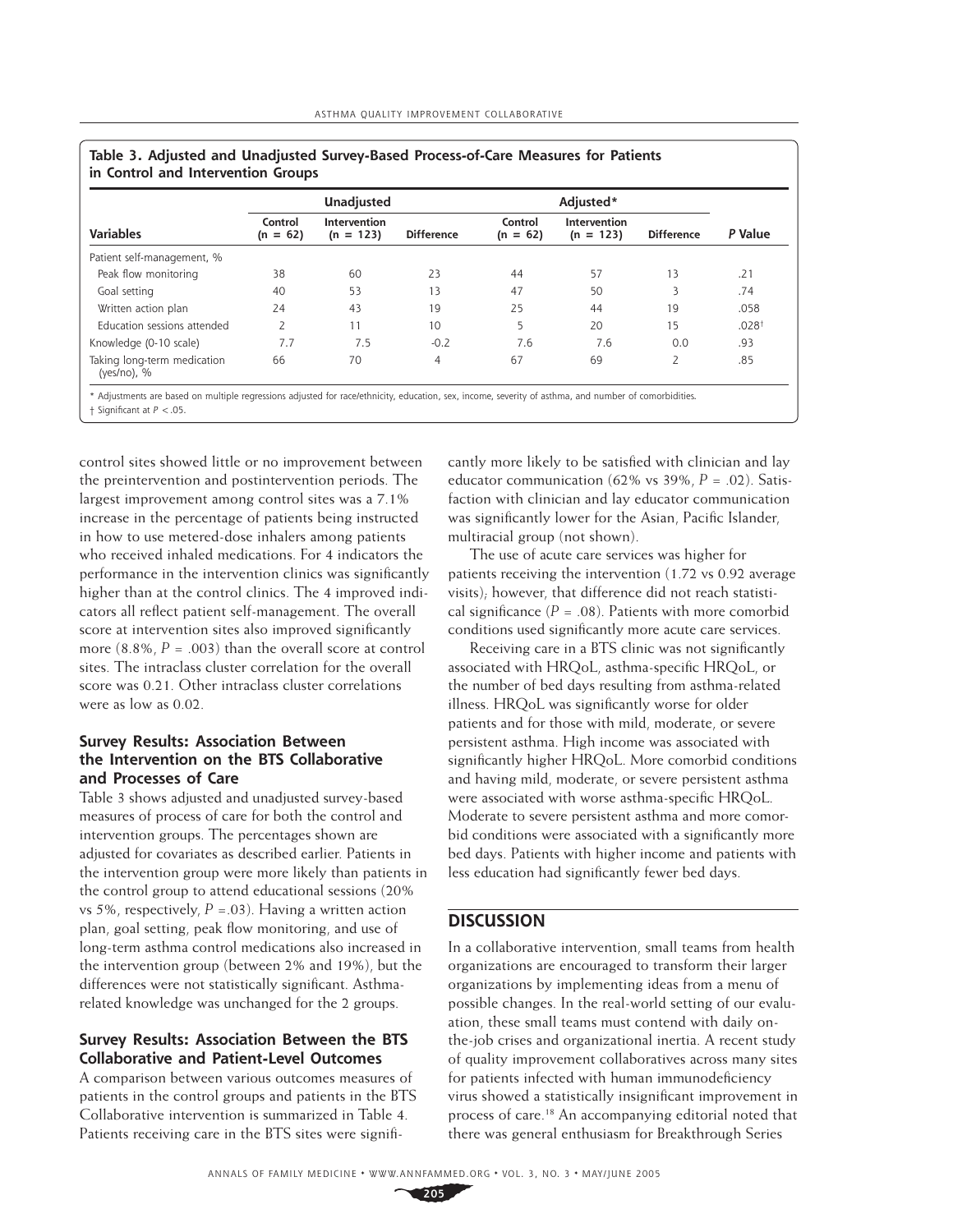**Table 3. Adjusted and Unadjusted Survey-Based Process-of-Care Measures for Patients in Control and Intervention Groups**

| | Unadjusted | | | Adjusted* | | | |
|---|---|---|---|---|---|---|---|
| **Variables** | **Control (n = 62)** | **Intervention (n = 123)** | **Difference** | **Control (n = 62)** | **Intervention (n = 123)** | **Difference** | ***P* Value** |
| Patient self-management, % | | | | | | | |
| Peak flow monitoring | 38 | 60 | 23 | 44 | 57 | 13 | .21 |
| Goal setting | 40 | 53 | 13 | 47 | 50 | 3 | .74 |
| Written action plan | 24 | 43 | 19 | 25 | 44 | 19 | .058 |
| Education sessions attended | 2 | 11 | 10 | 5 | 20 | 15 | .028† |
| Knowledge (0-10 scale) | 7.7 | 7.5 | -0.2 | 7.6 | 7.6 | 0.0 | .93 |
| Taking long-term medication (yes/no), % | 66 | 70 | 4 | 67 | 69 | 2 | .85 |

\* Adjustments are based on multiple regressions adjusted for race/ethnicity, education, sex, income, severity of asthma, and number of comorbidities.
† Significant at $P < .05$.

control sites showed little or no improvement between the preintervention and postintervention periods. The largest improvement among control sites was a 7.1% increase in the percentage of patients being instructed in how to use metered-dose inhalers among patients who received inhaled medications. For 4 indicators the performance in the intervention clinics was significantly higher than at the control clinics. The 4 improved indicators all reflect patient self-management. The overall score at intervention sites also improved significantly more (8.8%, $P = .003$) than the overall score at control sites. The intraclass cluster correlation for the overall score was 0.21. Other intraclass cluster correlations were as low as 0.02.

### Survey Results: Association Between the Intervention on the BTS Collaborative and Processes of Care

Table 3 shows adjusted and unadjusted survey-based measures of process of care for both the control and intervention groups. The percentages shown are adjusted for covariates as described earlier. Patients in the intervention group were more likely than patients in the control group to attend educational sessions (20% vs 5%, respectively, $P = .03$). Having a written action plan, goal setting, peak flow monitoring, and use of long-term asthma control medications also increased in the intervention group (between 2% and 19%), but the differences were not statistically significant. Asthma-related knowledge was unchanged for the 2 groups.

### Survey Results: Association Between the BTS Collaborative and Patient-Level Outcomes

A comparison between various outcomes measures of patients in the control groups and patients in the BTS Collaborative intervention is summarized in Table 4. Patients receiving care in the BTS sites were significantly more likely to be satisfied with clinician and lay educator communication (62% vs 39%, $P = .02$). Satisfaction with clinician and lay educator communication was significantly lower for the Asian, Pacific Islander, multiracial group (not shown).

The use of acute care services was higher for patients receiving the intervention (1.72 vs 0.92 average visits); however, that difference did not reach statistical significance ($P = .08$). Patients with more comorbid conditions used significantly more acute care services.

Receiving care in a BTS clinic was not significantly associated with HRQoL, asthma-specific HRQoL, or the number of bed days resulting from asthma-related illness. HRQoL was significantly worse for older patients and for those with mild, moderate, or severe persistent asthma. High income was associated with significantly higher HRQoL. More comorbid conditions and having mild, moderate, or severe persistent asthma were associated with worse asthma-specific HRQoL. Moderate to severe persistent asthma and more comorbid conditions were associated with a significantly more bed days. Patients with higher income and patients with less education had significantly fewer bed days.

## DISCUSSION

In a collaborative intervention, small teams from health organizations are encouraged to transform their larger organizations by implementing ideas from a menu of possible changes. In the real-world setting of our evaluation, these small teams must contend with daily on-the-job crises and organizational inertia. A recent study of quality improvement collaboratives across many sites for patients infected with human immunodeficiency virus showed a statistically insignificant improvement in process of care.[18] An accompanying editorial noted that there was general enthusiasm for Breakthrough Series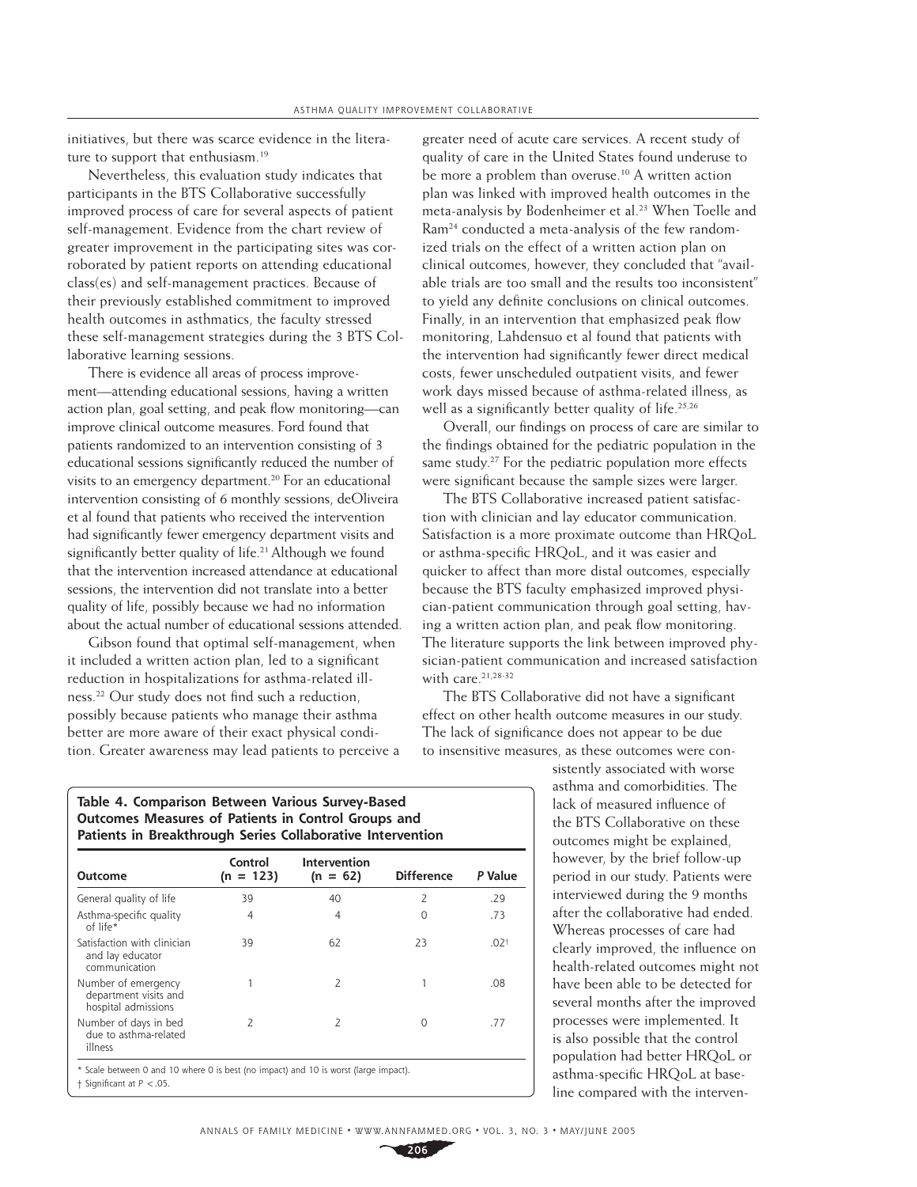initiatives, but there was scarce evidence in the literature to support that enthusiasm.[19]

Nevertheless, this evaluation study indicates that participants in the BTS Collaborative successfully improved process of care for several aspects of patient self-management. Evidence from the chart review of greater improvement in the participating sites was corroborated by patient reports on attending educational class(es) and self-management practices. Because of their previously established commitment to improved health outcomes in asthmatics, the faculty stressed these self-management strategies during the 3 BTS Collaborative learning sessions.

There is evidence all areas of process improvement—attending educational sessions, having a written action plan, goal setting, and peak flow monitoring—can improve clinical outcome measures. Ford found that patients randomized to an intervention consisting of 3 educational sessions significantly reduced the number of visits to an emergency department.[20] For an educational intervention consisting of 6 monthly sessions, deOliveira et al found that patients who received the intervention had significantly fewer emergency department visits and significantly better quality of life.[21] Although we found that the intervention increased attendance at educational sessions, the intervention did not translate into a better quality of life, possibly because we had no information about the actual number of educational sessions attended.

Gibson found that optimal self-management, when it included a written action plan, led to a significant reduction in hospitalizations for asthma-related illness.[22] Our study does not find such a reduction, possibly because patients who manage their asthma better are more aware of their exact physical condition. Greater awareness may lead patients to perceive a greater need of acute care services. A recent study of quality of care in the United States found underuse to be more a problem than overuse.[10] A written action plan was linked with improved health outcomes in the meta-analysis by Bodenheimer et al.[23] When Toelle and Ram[24] conducted a meta-analysis of the few randomized trials on the effect of a written action plan on clinical outcomes, however, they concluded that "available trials are too small and the results too inconsistent" to yield any definite conclusions on clinical outcomes. Finally, in an intervention that emphasized peak flow monitoring, Lahdensuo et al found that patients with the intervention had significantly fewer direct medical costs, fewer unscheduled outpatient visits, and fewer work days missed because of asthma-related illness, as well as a significantly better quality of life.[25,26]

Overall, our findings on process of care are similar to the findings obtained for the pediatric population in the same study.[27] For the pediatric population more effects were significant because the sample sizes were larger.

The BTS Collaborative increased patient satisfaction with clinician and lay educator communication. Satisfaction is a more proximate outcome than HRQoL or asthma-specific HRQoL, and it was easier and quicker to affect than more distal outcomes, especially because the BTS faculty emphasized improved physician-patient communication through goal setting, having a written action plan, and peak flow monitoring. The literature supports the link between improved physician-patient communication and increased satisfaction with care.[21,28-32]

The BTS Collaborative did not have a significant effect on other health outcome measures in our study. The lack of significance does not appear to be due to insensitive measures, as these outcomes were consistently associated with worse asthma and comorbidities. The lack of measured influence of the BTS Collaborative on these outcomes might be explained, however, by the brief follow-up period in our study. Patients were interviewed during the 9 months after the collaborative had ended. Whereas processes of care had clearly improved, the influence on health-related outcomes might not have been able to be detected for several months after the improved processes were implemented. It is also possible that the control population had better HRQoL or asthma-specific HRQoL at baseline compared with the interven-

**Table 4. Comparison Between Various Survey-Based Outcomes Measures of Patients in Control Groups and Patients in Breakthrough Series Collaborative Intervention**

| Outcome | Control (n = 123) | Intervention (n = 62) | Difference | *P* Value |
|---|---|---|---|---|
| General quality of life | 39 | 40 | 2 | .29 |
| Asthma-specific quality of life* | 4 | 4 | 0 | .73 |
| Satisfaction with clinician and lay educator communication | 39 | 62 | 23 | .02† |
| Number of emergency department visits and hospital admissions | 1 | 2 | 1 | .08 |
| Number of days in bed due to asthma-related illness | 2 | 2 | 0 | .77 |

\* Scale between 0 and 10 where 0 is best (no impact) and 10 is worst (large impact).

† Significant at $P < .05$.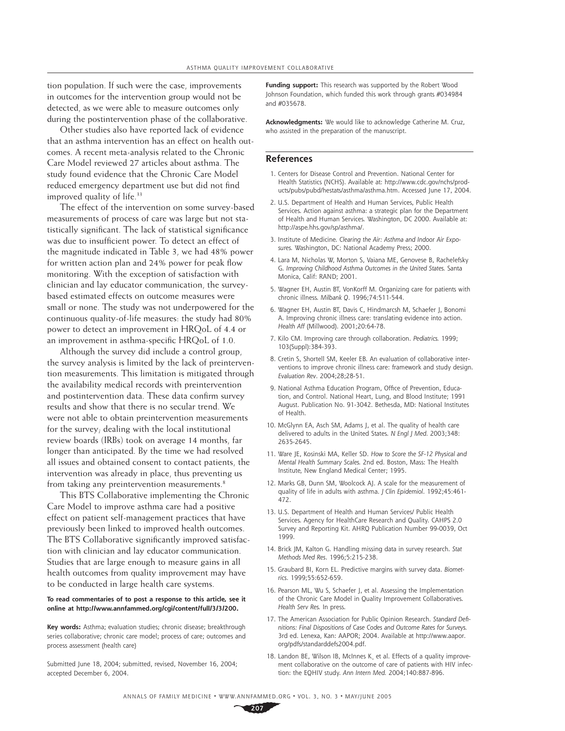tion population. If such were the case, improvements in outcomes for the intervention group would not be detected, as we were able to measure outcomes only during the postintervention phase of the collaborative.

Other studies also have reported lack of evidence that an asthma intervention has an effect on health outcomes. A recent meta-analysis related to the Chronic Care Model reviewed 27 articles about asthma. The study found evidence that the Chronic Care Model reduced emergency department use but did not find improved quality of life.[33]

The effect of the intervention on some survey-based measurements of process of care was large but not statistically significant. The lack of statistical significance was due to insufficient power. To detect an effect of the magnitude indicated in Table 3, we had 48% power for written action plan and 24% power for peak flow monitoring. With the exception of satisfaction with clinician and lay educator communication, the survey-based estimated effects on outcome measures were small or none. The study was not underpowered for the continuous quality-of-life measures: the study had 80% power to detect an improvement in HRQoL of 4.4 or an improvement in asthma-specific HRQoL of 1.0.

Although the survey did include a control group, the survey analysis is limited by the lack of preintervention measurements. This limitation is mitigated through the availability medical records with preintervention and postintervention data. These data confirm survey results and show that there is no secular trend. We were not able to obtain preintervention measurements for the survey; dealing with the local institutional review boards (IRBs) took on average 14 months, far longer than anticipated. By the time we had resolved all issues and obtained consent to contact patients, the intervention was already in place, thus preventing us from taking any preintervention measurements.[8]

This BTS Collaborative implementing the Chronic Care Model to improve asthma care had a positive effect on patient self-management practices that have previously been linked to improved health outcomes. The BTS Collaborative significantly improved satisfaction with clinician and lay educator communication. Studies that are large enough to measure gains in all health outcomes from quality improvement may have to be conducted in large health care systems.

**To read commentaries of to post a response to this article, see it online at http://www.annfammed.org/cgi/content/full/3/3/200.**

**Key words:** Asthma; evaluation studies; chronic disease; breakthrough series collaborative; chronic care model; process of care; outcomes and process assessment (health care)

Submitted June 18, 2004; submitted, revised, November 16, 2004; accepted December 6, 2004.

**Funding support:** This research was supported by the Robert Wood Johnson Foundation, which funded this work through grants #034984 and #035678.

**Acknowledgments:** We would like to acknowledge Catherine M. Cruz, who assisted in the preparation of the manuscript.

## References

1. Centers for Disease Control and Prevention. National Center for Health Statistics (NCHS). Available at: http://www.cdc.gov/nchs/products/pubs/pubd/hestats/asthma/asthma.htm. Accessed June 17, 2004.
2. U.S. Department of Health and Human Services, Public Health Services. Action against asthma: a strategic plan for the Department of Health and Human Services. Washington, DC 2000. Available at: http://aspe.hhs.gov/sp/asthma/.
3. Institute of Medicine. *Clearing the Air: Asthma and Indoor Air Exposures.* Washington, DC: National Academy Press; 2000.
4. Lara M, Nicholas W, Morton S, Vaiana ME, Genovese B, Rachelefsky G. *Improving Childhood Asthma Outcomes in the United States.* Santa Monica, Calif: RAND; 2001.
5. Wagner EH, Austin BT, VonKorff M. Organizing care for patients with chronic illness. *Milbank Q*. 1996;74:511-544.
6. Wagner EH, Austin BT, Davis C, Hindmarcsh M, Schaefer J, Bonomi A. Improving chronic illness care: translating evidence into action. *Health Aff* (Millwood). 2001;20:64-78.
7. Kilo CM. Improving care through collaboration. *Pediatrics.* 1999; 103(Suppl):384-393.
8. Cretin S, Shortell SM, Keeler EB. An evaluation of collaborative interventions to improve chronic illness care: framework and study design. *Evaluation Rev*. 2004;28;28-51.
9. National Asthma Education Program, Office of Prevention, Education, and Control. National Heart, Lung, and Blood Institute; 1991 August. Publication No. 91-3042. Bethesda, MD: National Institutes of Health.
10. McGlynn EA, Asch SM, Adams J, et al. The quality of health care delivered to adults in the United States. *N Engl J Med.* 2003;348: 2635-2645.
11. Ware JE, Kosinski MA, Keller SD. *How to Score the SF-12 Physical and Mental Health Summary Scales.* 2nd ed. Boston, Mass: The Health Institute, New England Medical Center; 1995.
12. Marks GB, Dunn SM, Woolcock AJ. A scale for the measurement of quality of life in adults with asthma. *J Clin Epidemiol*. 1992;45:461-472.
13. U.S. Department of Health and Human Services/ Public Health Services. Agency for HealthCare Research and Quality. CAHPS 2.0 Survey and Reporting Kit. AHRQ Publication Number 99-0039, Oct 1999.
14. Brick JM, Kalton G. Handling missing data in survey research. *Stat Methods Med Res*. 1996;5:215-238.
15. Graubard BI, Korn EL. Predictive margins with survey data. *Biometrics*. 1999;55:652-659.
16. Pearson ML, Wu S, Schaefer J, et al. Assessing the Implementation of the Chronic Care Model in Quality Improvement Collaboratives. *Health Serv Res.* In press.
17. The American Association for Public Opinion Research. *Standard Definitions: Final Dispositions of Case Codes and Outcome Rates for Surveys.* 3rd ed. Lenexa, Kan: AAPOR; 2004. Available at http://www.aapor.org/pdfs/standarddefs2004.pdf.
18. Landon BE, Wilson IB, McInnes K, et al. Effects of a quality improvement collaborative on the outcome of care of patients with HIV infection: the EQHIV study. *Ann Intern Med.* 2004;140:887-896.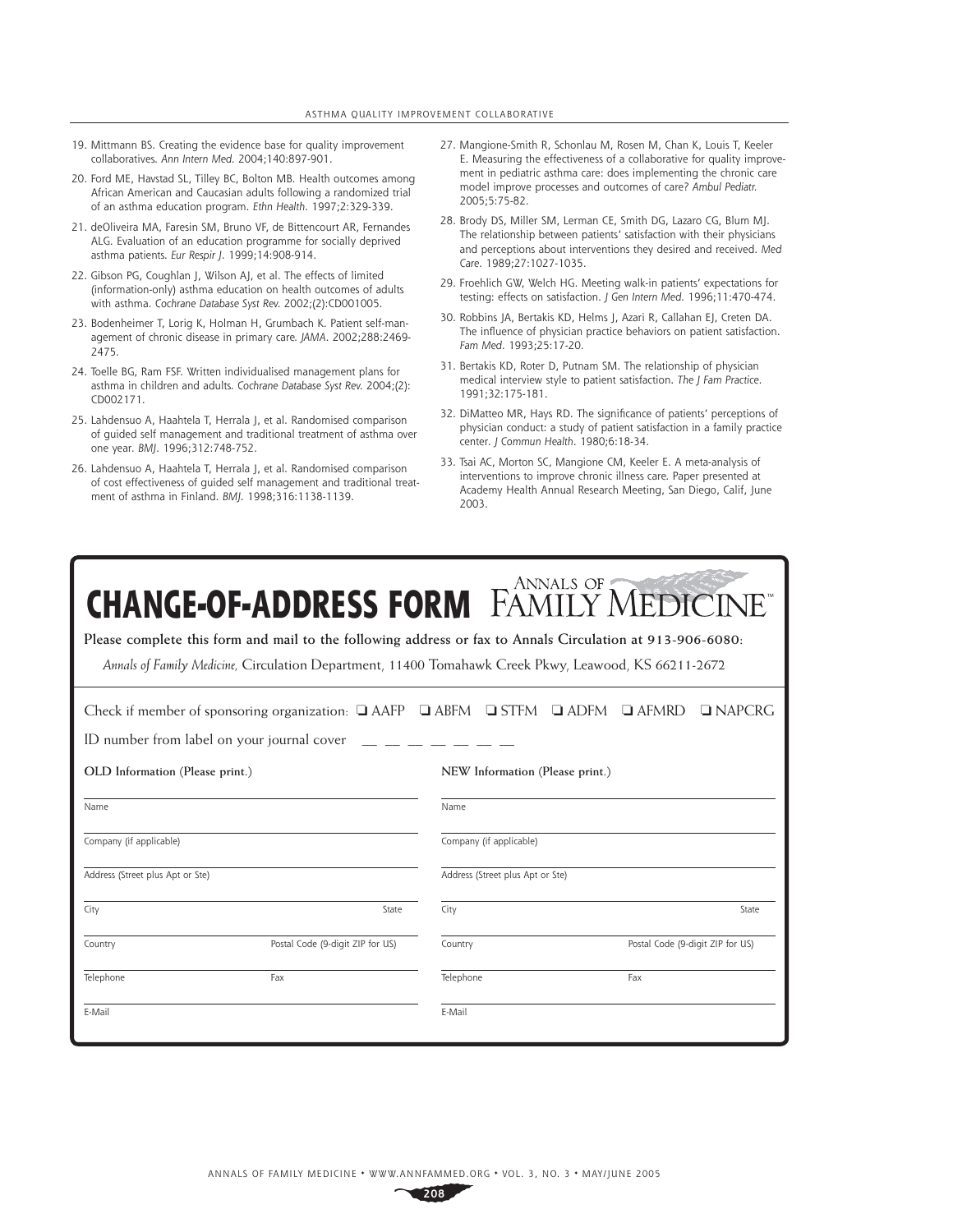19. Mittmann BS. Creating the evidence base for quality improvement collaboratives. *Ann Intern Med.* 2004;140:897-901.
20. Ford ME, Havstad SL, Tilley BC, Bolton MB. Health outcomes among African American and Caucasian adults following a randomized trial of an asthma education program. *Ethn Health*. 1997;2:329-339.
21. deOliveira MA, Faresin SM, Bruno VF, de Bittencourt AR, Fernandes ALG. Evaluation of an education programme for socially deprived asthma patients. *Eur Respir J*. 1999;14:908-914.
22. Gibson PG, Coughlan J, Wilson AJ, et al. The effects of limited (information-only) asthma education on health outcomes of adults with asthma. *Cochrane Database Syst Rev.* 2002;(2):CD001005.
23. Bodenheimer T, Lorig K, Holman H, Grumbach K. Patient self-management of chronic disease in primary care. *JAMA*. 2002;288:2469-2475.
24. Toelle BG, Ram FSF. Written individualised management plans for asthma in children and adults. *Cochrane Database Syst Rev.* 2004;(2): CD002171.
25. Lahdensuo A, Haahtela T, Herrala J, et al. Randomised comparison of guided self management and traditional treatment of asthma over one year. *BMJ*. 1996;312:748-752.
26. Lahdensuo A, Haahtela T, Herrala J, et al. Randomised comparison of cost effectiveness of guided self management and traditional treatment of asthma in Finland. *BMJ*. 1998;316:1138-1139.
27. Mangione-Smith R, Schonlau M, Rosen M, Chan K, Louis T, Keeler E. Measuring the effectiveness of a collaborative for quality improvement in pediatric asthma care: does implementing the chronic care model improve processes and outcomes of care? *Ambul Pediatr.* 2005;5:75-82.
28. Brody DS, Miller SM, Lerman CE, Smith DG, Lazaro CG, Blum MJ. The relationship between patients' satisfaction with their physicians and perceptions about interventions they desired and received. *Med Care*. 1989;27:1027-1035.
29. Froehlich GW, Welch HG. Meeting walk-in patients' expectations for testing: effects on satisfaction. *J Gen Intern Med*. 1996;11:470-474.
30. Robbins JA, Bertakis KD, Helms J, Azari R, Callahan EJ, Creten DA. The influence of physician practice behaviors on patient satisfaction. *Fam Med*. 1993;25:17-20.
31. Bertakis KD, Roter D, Putnam SM. The relationship of physician medical interview style to patient satisfaction. *The J Fam Practice*. 1991;32:175-181.
32. DiMatteo MR, Hays RD. The significance of patients' perceptions of physician conduct: a study of patient satisfaction in a family practice center. *J Commun Health*. 1980;6:18-34.
33. Tsai AC, Morton SC, Mangione CM, Keeler E. A meta-analysis of interventions to improve chronic illness care. Paper presented at Academy Health Annual Research Meeting, San Diego, Calif, June 2003.

# CHANGE-OF-ADDRESS FORM — ANNALS OF FAMILY MEDICINE™

**Please complete this form and mail to the following address or fax to Annals Circulation at 913-906-6080:**

*Annals of Family Medicine,* Circulation Department, 11400 Tomahawk Creek Pkwy, Leawood, KS 66211-2672

Check if member of sponsoring organization: ❑ AAFP ❑ ABFM ❑ STFM ❑ ADFM ❑ AFMRD ❑ NAPCRG

ID number from label on your journal cover \_ \_ \_ \_ \_ \_ \_

| **OLD Information** (Please print.) | | **NEW Information** (Please print.) | |
|---|---|---|---|
| Name | | Name | |
| Company (if applicable) | | Company (if applicable) | |
| Address (Street plus Apt or Ste) | | Address (Street plus Apt or Ste) | |
| City | State | City | State |
| Country | Postal Code (9-digit ZIP for US) | Country | Postal Code (9-digit ZIP for US) |
| Telephone | Fax | Telephone | Fax |
| E-Mail | | E-Mail | |